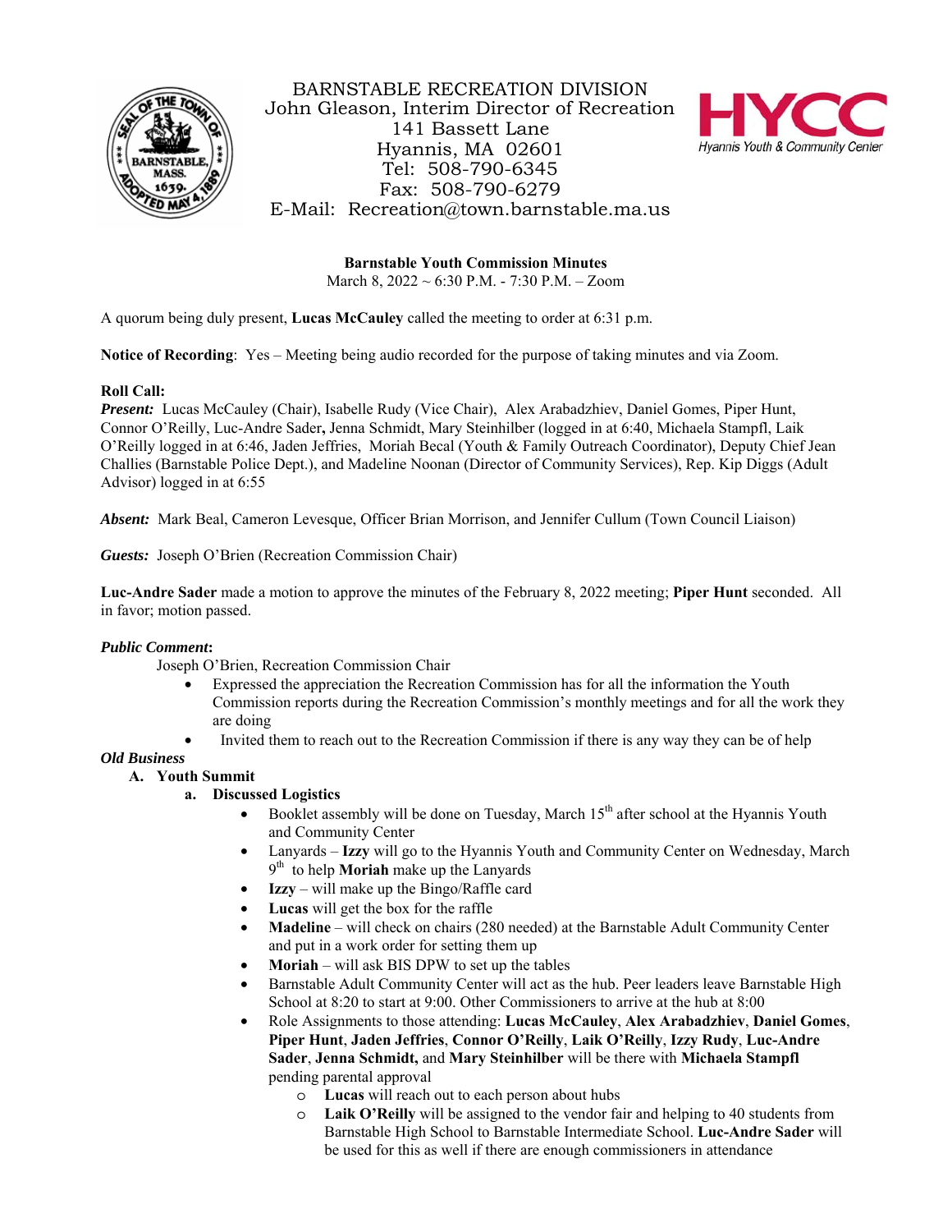BARNSTABLE RECREATION DIVISION
John Gleason, Interim Director of Recreation
141 Bassett Lane
Hyannis, MA 02601
Tel: 508-790-6345
Fax: 508-790-6279
E-Mail: Recreation@town.barnstable.ma.us

**Barnstable Youth Commission Minutes**
March 8, 2022 ~ 6:30 P.M. - 7:30 P.M. – Zoom

A quorum being duly present, **Lucas McCauley** called the meeting to order at 6:31 p.m.

**Notice of Recording**: Yes – Meeting being audio recorded for the purpose of taking minutes and via Zoom.

**Roll Call:**
***Present:*** Lucas McCauley (Chair), Isabelle Rudy (Vice Chair), Alex Arabadzhiev, Daniel Gomes, Piper Hunt, Connor O'Reilly, Luc-Andre Sader**,** Jenna Schmidt, Mary Steinhilber (logged in at 6:40, Michaela Stampfl, Laik O'Reilly logged in at 6:46, Jaden Jeffries, Moriah Becal (Youth & Family Outreach Coordinator), Deputy Chief Jean Challies (Barnstable Police Dept.), and Madeline Noonan (Director of Community Services), Rep. Kip Diggs (Adult Advisor) logged in at 6:55

***Absent:*** Mark Beal, Cameron Levesque, Officer Brian Morrison, and Jennifer Cullum (Town Council Liaison)

***Guests:*** Joseph O'Brien (Recreation Commission Chair)

**Luc-Andre Sader** made a motion to approve the minutes of the February 8, 2022 meeting; **Piper Hunt** seconded. All in favor; motion passed.

***Public Comment*:**
Joseph O'Brien, Recreation Commission Chair

- Expressed the appreciation the Recreation Commission has for all the information the Youth Commission reports during the Recreation Commission's monthly meetings and for all the work they are doing
- Invited them to reach out to the Recreation Commission if there is any way they can be of help

***Old Business***

**A. Youth Summit**

**a. Discussed Logistics**

- Booklet assembly will be done on Tuesday, March 15th after school at the Hyannis Youth and Community Center
- Lanyards – **Izzy** will go to the Hyannis Youth and Community Center on Wednesday, March 9th to help **Moriah** make up the Lanyards
- **Izzy** – will make up the Bingo/Raffle card
- **Lucas** will get the box for the raffle
- **Madeline** – will check on chairs (280 needed) at the Barnstable Adult Community Center and put in a work order for setting them up
- **Moriah** – will ask BIS DPW to set up the tables
- Barnstable Adult Community Center will act as the hub. Peer leaders leave Barnstable High School at 8:20 to start at 9:00. Other Commissioners to arrive at the hub at 8:00
- Role Assignments to those attending: **Lucas McCauley**, **Alex Arabadzhiev**, **Daniel Gomes**, **Piper Hunt**, **Jaden Jeffries**, **Connor O'Reilly**, **Laik O'Reilly**, **Izzy Rudy**, **Luc-Andre Sader**, **Jenna Schmidt,** and **Mary Steinhilber** will be there with **Michaela Stampfl** pending parental approval
  - **Lucas** will reach out to each person about hubs
  - **Laik O'Reilly** will be assigned to the vendor fair and helping to 40 students from Barnstable High School to Barnstable Intermediate School. **Luc-Andre Sader** will be used for this as well if there are enough commissioners in attendance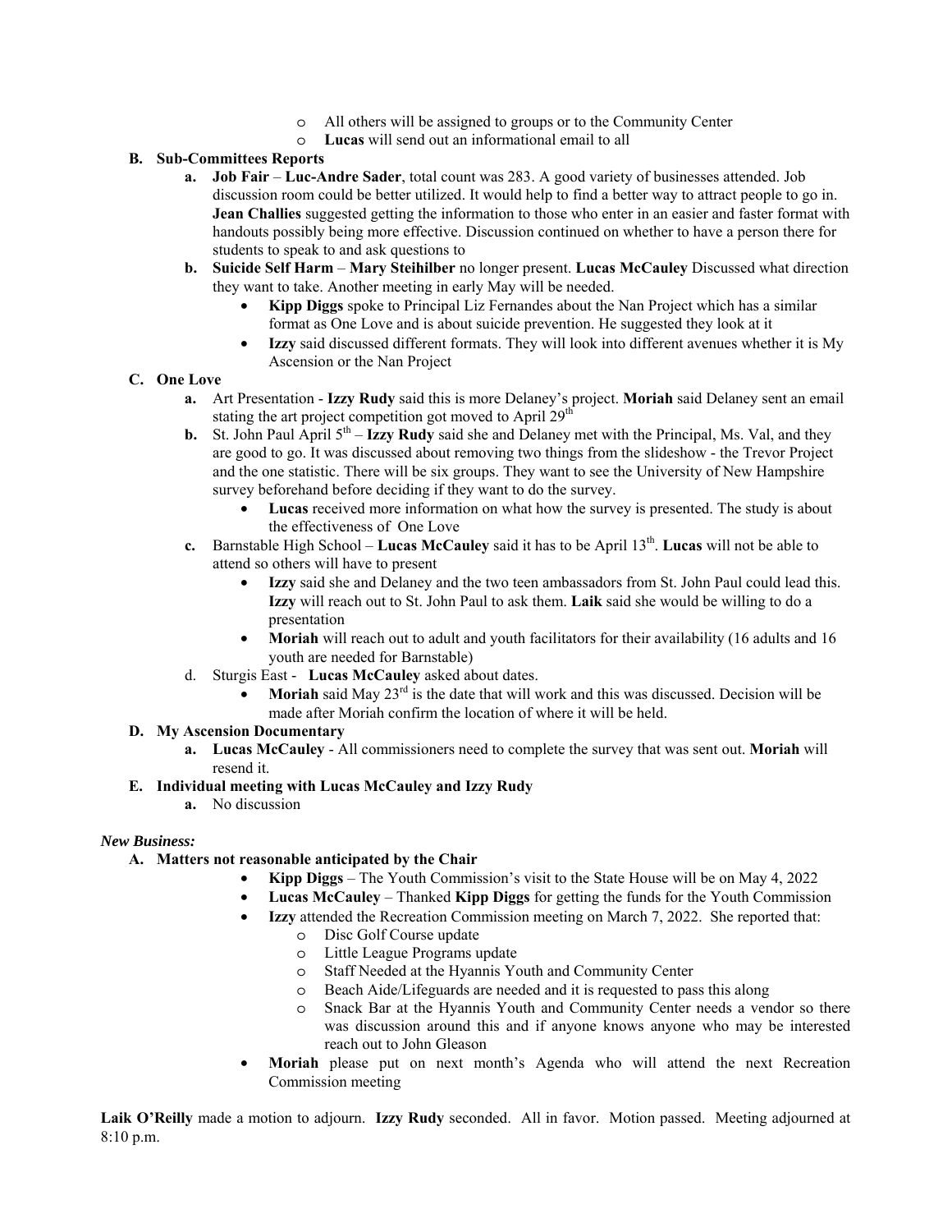- All others will be assigned to groups or to the Community Center
  - **Lucas** will send out an informational email to all

**B. Sub-Committees Reports**

a. **Job Fair** – **Luc-Andre Sader**, total count was 283. A good variety of businesses attended. Job discussion room could be better utilized. It would help to find a better way to attract people to go in. **Jean Challies** suggested getting the information to those who enter in an easier and faster format with handouts possibly being more effective. Discussion continued on whether to have a person there for students to speak to and ask questions to

b. **Suicide Self Harm** – **Mary Steihilber** no longer present. **Lucas McCauley** Discussed what direction they want to take. Another meeting in early May will be needed.

- **Kipp Diggs** spoke to Principal Liz Fernandes about the Nan Project which has a similar format as One Love and is about suicide prevention. He suggested they look at it
- **Izzy** said discussed different formats. They will look into different avenues whether it is My Ascension or the Nan Project

**C. One Love**

a. Art Presentation - **Izzy Rudy** said this is more Delaney's project. **Moriah** said Delaney sent an email stating the art project competition got moved to April 29th

b. St. John Paul April 5th – **Izzy Rudy** said she and Delaney met with the Principal, Ms. Val, and they are good to go. It was discussed about removing two things from the slideshow - the Trevor Project and the one statistic. There will be six groups. They want to see the University of New Hampshire survey beforehand before deciding if they want to do the survey.

- **Lucas** received more information on what how the survey is presented. The study is about the effectiveness of One Love

c. Barnstable High School – **Lucas McCauley** said it has to be April 13th. **Lucas** will not be able to attend so others will have to present

- **Izzy** said she and Delaney and the two teen ambassadors from St. John Paul could lead this. **Izzy** will reach out to St. John Paul to ask them. **Laik** said she would be willing to do a presentation
- **Moriah** will reach out to adult and youth facilitators for their availability (16 adults and 16 youth are needed for Barnstable)

d. Sturgis East - **Lucas McCauley** asked about dates.

- **Moriah** said May 23rd is the date that will work and this was discussed. Decision will be made after Moriah confirm the location of where it will be held.

**D. My Ascension Documentary**

a. **Lucas McCauley** - All commissioners need to complete the survey that was sent out. **Moriah** will resend it.

**E. Individual meeting with Lucas McCauley and Izzy Rudy**

a. No discussion

***New Business:***

**A. Matters not reasonable anticipated by the Chair**

- **Kipp Diggs** – The Youth Commission's visit to the State House will be on May 4, 2022
- **Lucas McCauley** – Thanked **Kipp Diggs** for getting the funds for the Youth Commission
- **Izzy** attended the Recreation Commission meeting on March 7, 2022. She reported that:
  - Disc Golf Course update
  - Little League Programs update
  - Staff Needed at the Hyannis Youth and Community Center
  - Beach Aide/Lifeguards are needed and it is requested to pass this along
  - Snack Bar at the Hyannis Youth and Community Center needs a vendor so there was discussion around this and if anyone knows anyone who may be interested reach out to John Gleason
- **Moriah** please put on next month's Agenda who will attend the next Recreation Commission meeting

**Laik O'Reilly** made a motion to adjourn. **Izzy Rudy** seconded. All in favor. Motion passed. Meeting adjourned at 8:10 p.m.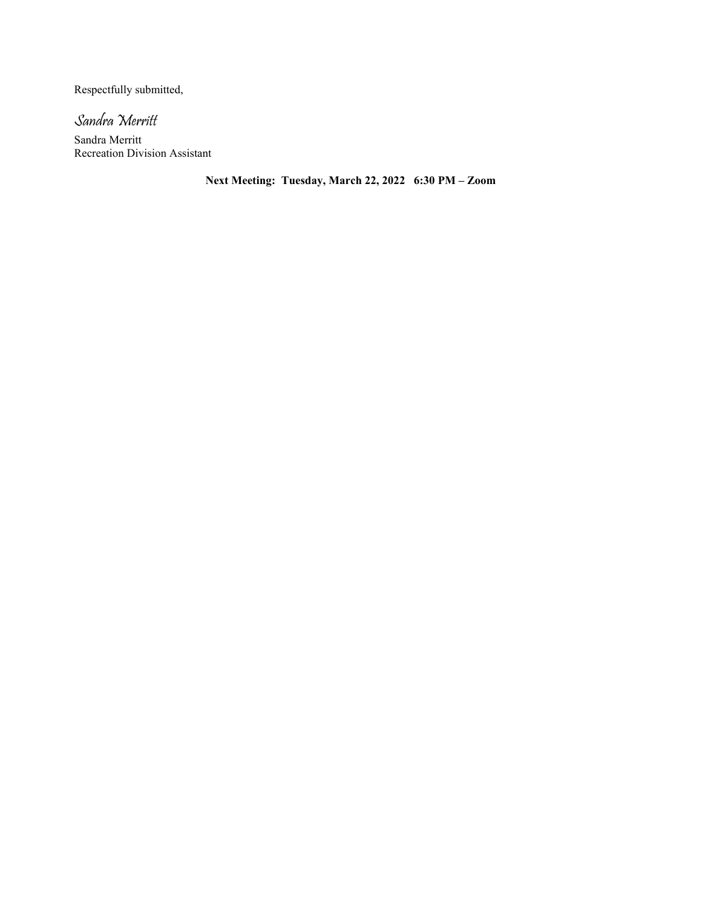Respectfully submitted,

*Sandra Merritt*

Sandra Merritt
Recreation Division Assistant

**Next Meeting: Tuesday, March 22, 2022 6:30 PM – Zoom**